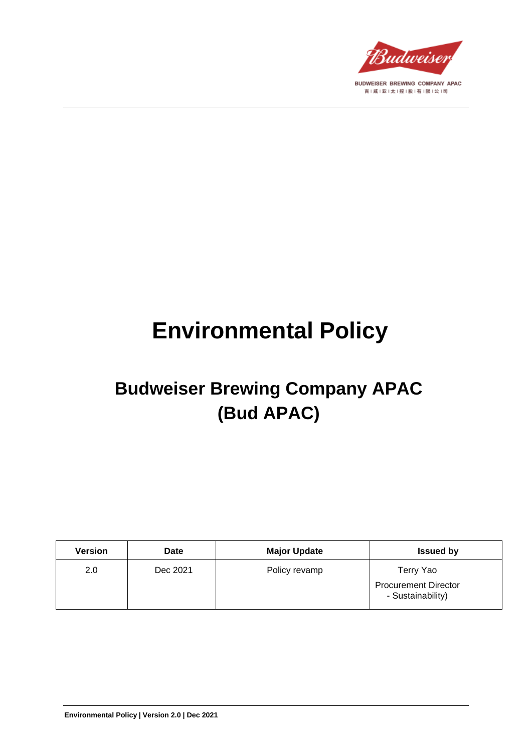BUDWEISER BREWING COMPANY APAC
百威亚太控股有限公司

# Environmental Policy

## Budweiser Brewing Company APAC (Bud APAC)

| Version | Date | Major Update | Issued by |
| --- | --- | --- | --- |
| 2.0 | Dec 2021 | Policy revamp | Terry Yao<br>Procurement Director - Sustainability) |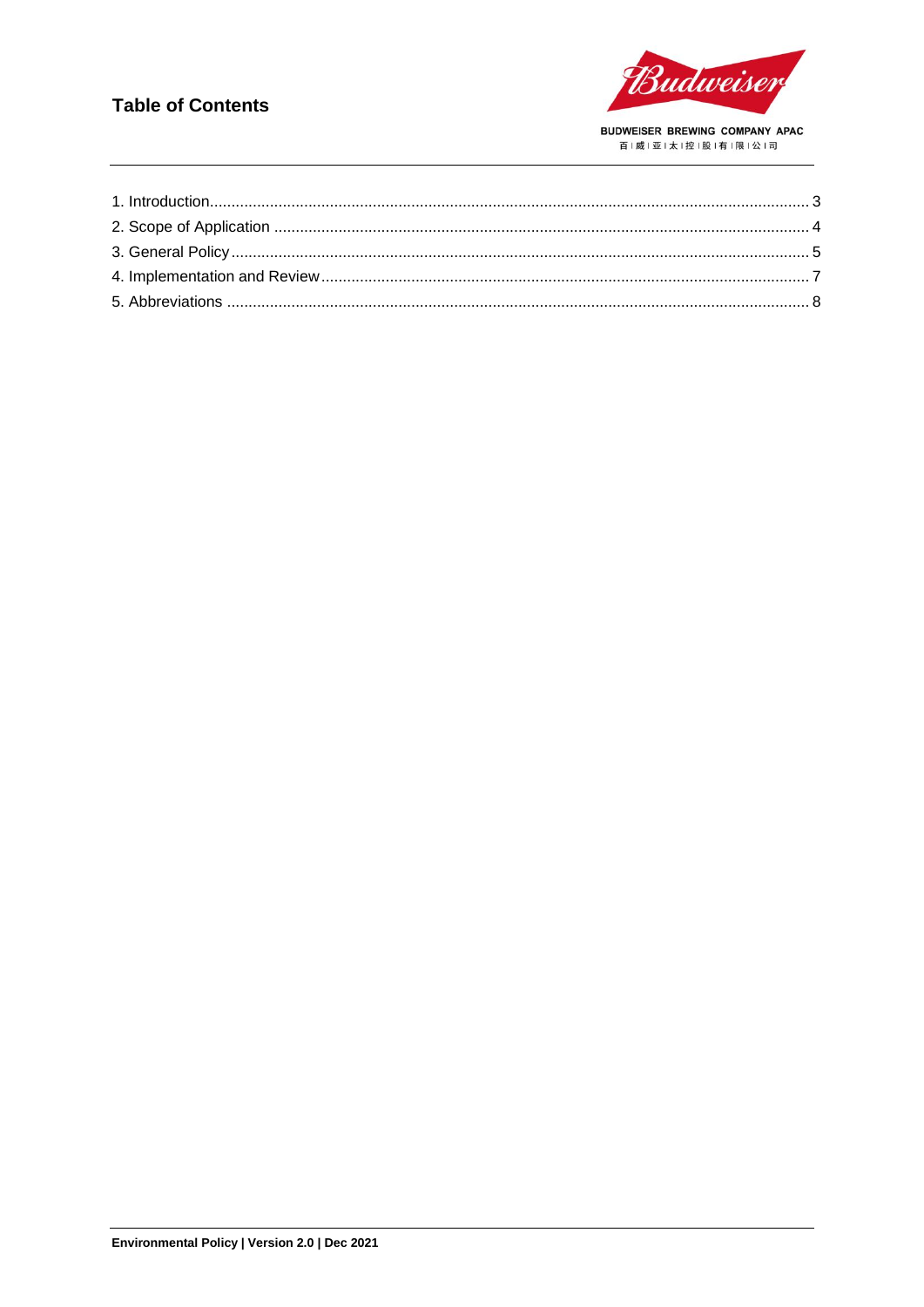# Table of Contents

1. Introduction .......... 3
2. Scope of Application .......... 4
3. General Policy .......... 5
4. Implementation and Review .......... 7
5. Abbreviations .......... 8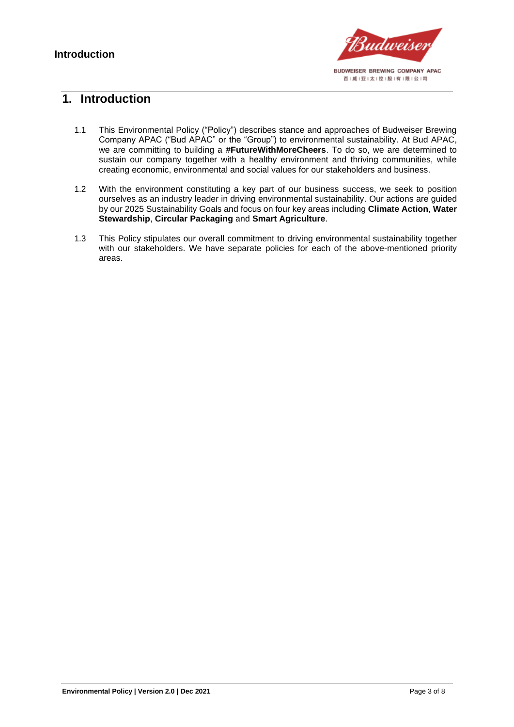# 1. Introduction

1.1 This Environmental Policy ("Policy") describes stance and approaches of Budweiser Brewing Company APAC ("Bud APAC" or the "Group") to environmental sustainability. At Bud APAC, we are committing to building a **#FutureWithMoreCheers**. To do so, we are determined to sustain our company together with a healthy environment and thriving communities, while creating economic, environmental and social values for our stakeholders and business.

1.2 With the environment constituting a key part of our business success, we seek to position ourselves as an industry leader in driving environmental sustainability. Our actions are guided by our 2025 Sustainability Goals and focus on four key areas including **Climate Action**, **Water Stewardship**, **Circular Packaging** and **Smart Agriculture**.

1.3 This Policy stipulates our overall commitment to driving environmental sustainability together with our stakeholders. We have separate policies for each of the above-mentioned priority areas.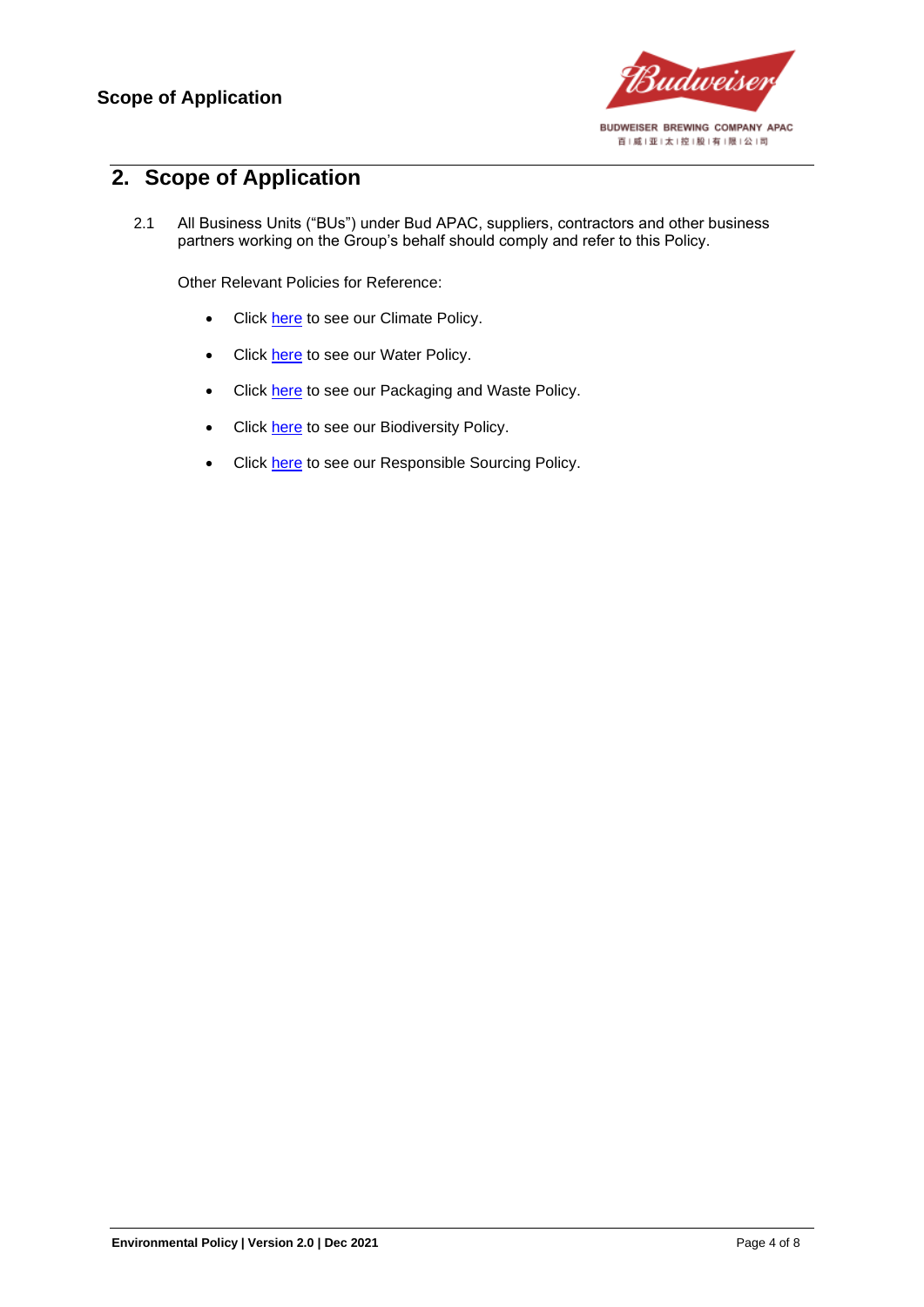## 2. Scope of Application

2.1 All Business Units ("BUs") under Bud APAC, suppliers, contractors and other business partners working on the Group's behalf should comply and refer to this Policy.

Other Relevant Policies for Reference:

- Click here to see our Climate Policy.
- Click here to see our Water Policy.
- Click here to see our Packaging and Waste Policy.
- Click here to see our Biodiversity Policy.
- Click here to see our Responsible Sourcing Policy.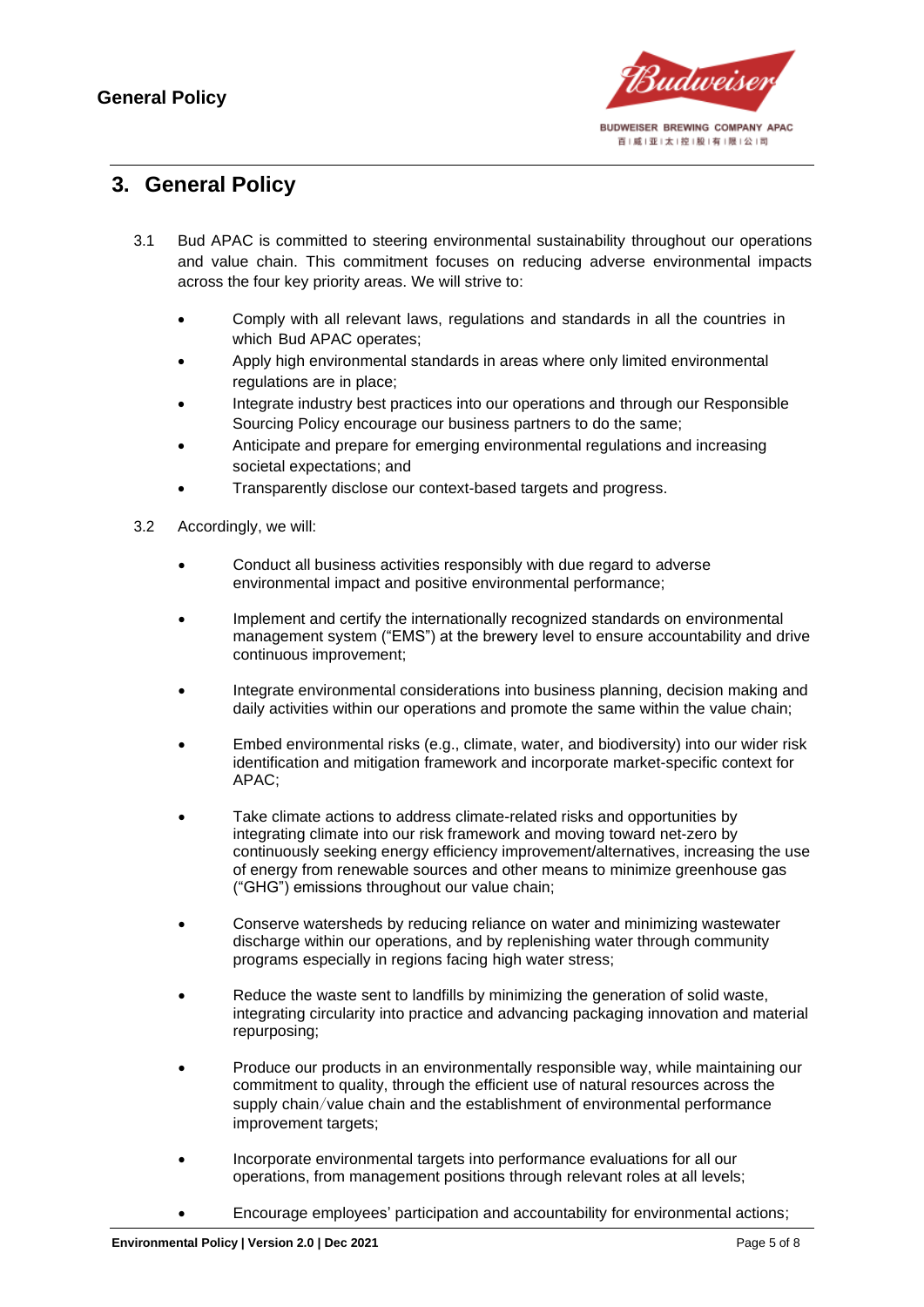## 3. General Policy

3.1 Bud APAC is committed to steering environmental sustainability throughout our operations and value chain. This commitment focuses on reducing adverse environmental impacts across the four key priority areas. We will strive to:

- Comply with all relevant laws, regulations and standards in all the countries in which Bud APAC operates;
- Apply high environmental standards in areas where only limited environmental regulations are in place;
- Integrate industry best practices into our operations and through our Responsible Sourcing Policy encourage our business partners to do the same;
- Anticipate and prepare for emerging environmental regulations and increasing societal expectations; and
- Transparently disclose our context-based targets and progress.

3.2 Accordingly, we will:

- Conduct all business activities responsibly with due regard to adverse environmental impact and positive environmental performance;
- Implement and certify the internationally recognized standards on environmental management system ("EMS") at the brewery level to ensure accountability and drive continuous improvement;
- Integrate environmental considerations into business planning, decision making and daily activities within our operations and promote the same within the value chain;
- Embed environmental risks (e.g., climate, water, and biodiversity) into our wider risk identification and mitigation framework and incorporate market-specific context for APAC;
- Take climate actions to address climate-related risks and opportunities by integrating climate into our risk framework and moving toward net-zero by continuously seeking energy efficiency improvement/alternatives, increasing the use of energy from renewable sources and other means to minimize greenhouse gas ("GHG") emissions throughout our value chain;
- Conserve watersheds by reducing reliance on water and minimizing wastewater discharge within our operations, and by replenishing water through community programs especially in regions facing high water stress;
- Reduce the waste sent to landfills by minimizing the generation of solid waste, integrating circularity into practice and advancing packaging innovation and material repurposing;
- Produce our products in an environmentally responsible way, while maintaining our commitment to quality, through the efficient use of natural resources across the supply chain/value chain and the establishment of environmental performance improvement targets;
- Incorporate environmental targets into performance evaluations for all our operations, from management positions through relevant roles at all levels;
- Encourage employees' participation and accountability for environmental actions;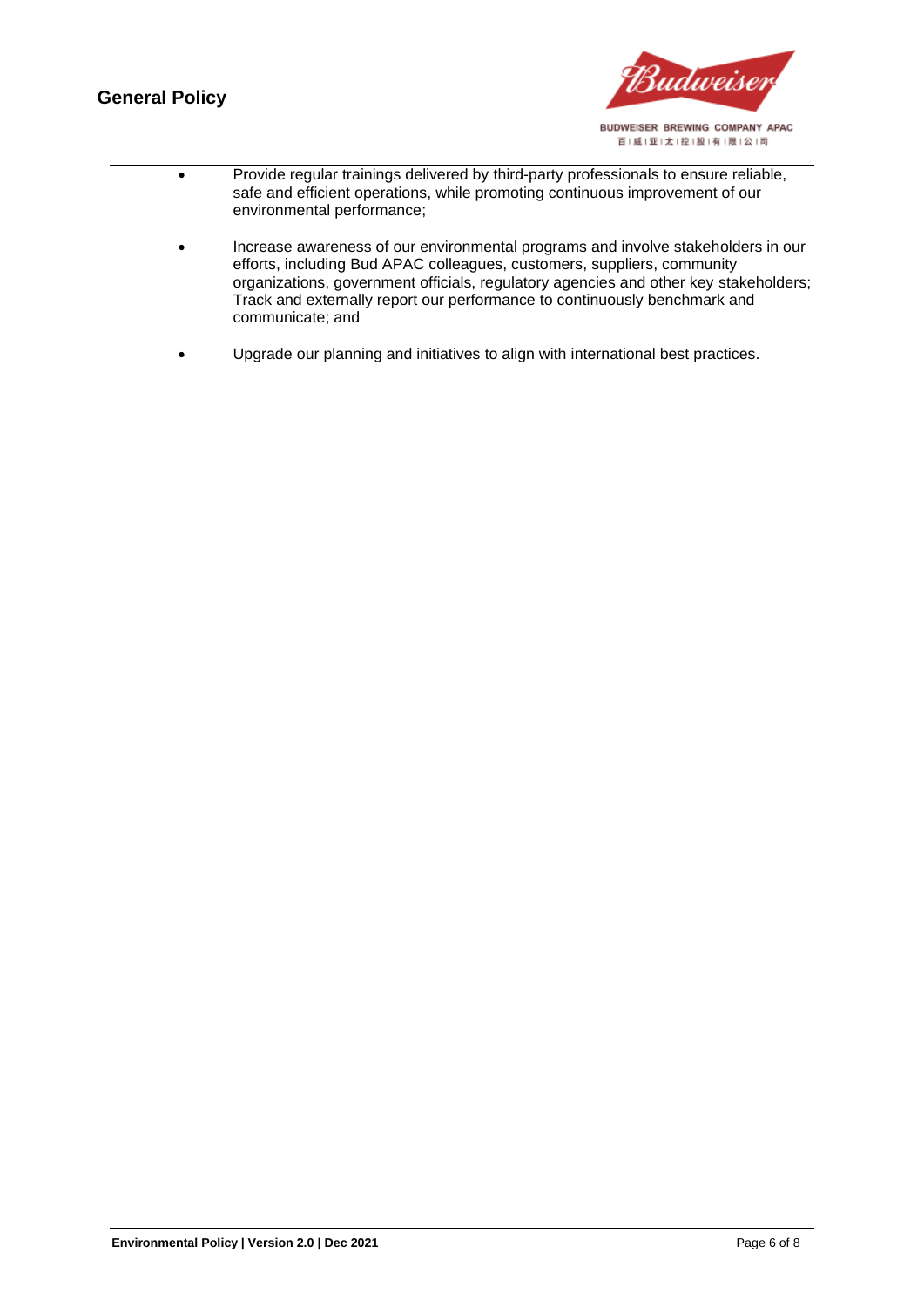- Provide regular trainings delivered by third-party professionals to ensure reliable, safe and efficient operations, while promoting continuous improvement of our environmental performance;
- Increase awareness of our environmental programs and involve stakeholders in our efforts, including Bud APAC colleagues, customers, suppliers, community organizations, government officials, regulatory agencies and other key stakeholders; Track and externally report our performance to continuously benchmark and communicate; and
- Upgrade our planning and initiatives to align with international best practices.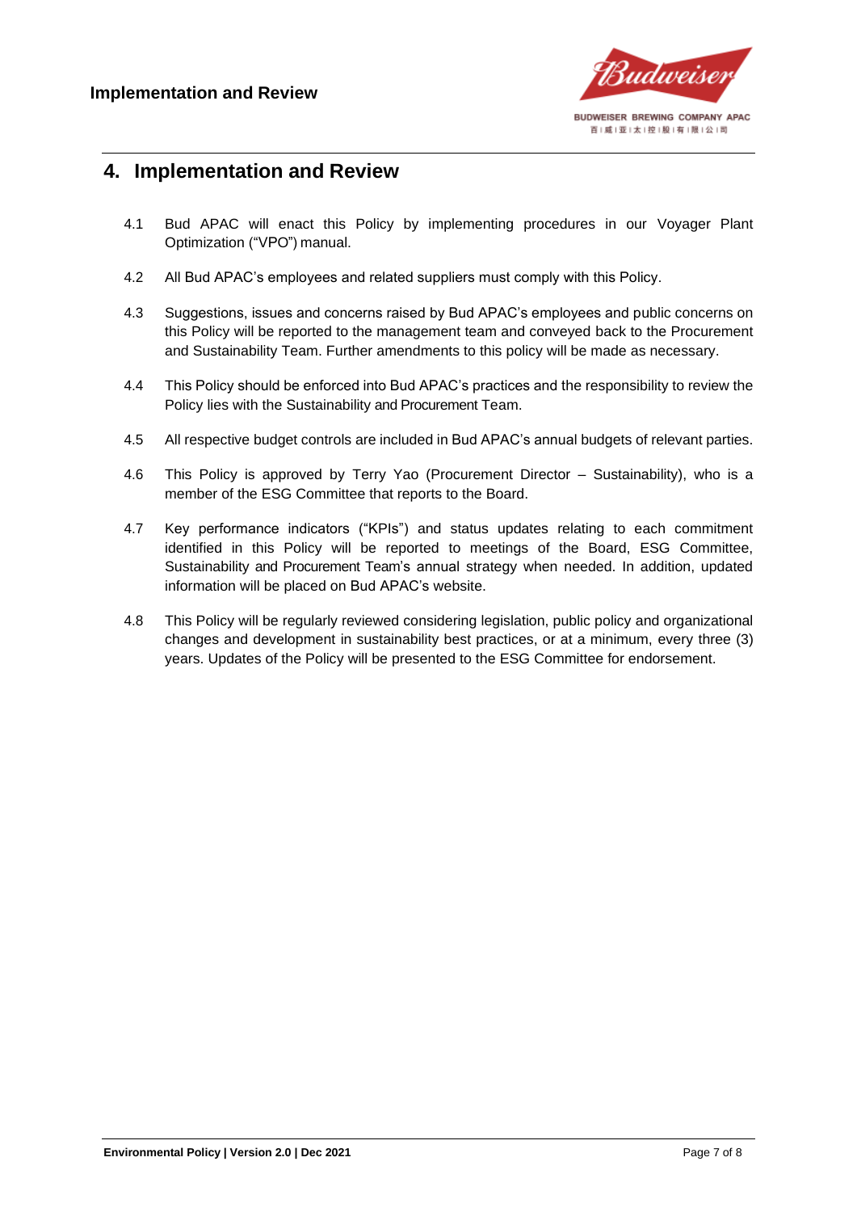# 4. Implementation and Review

4.1 Bud APAC will enact this Policy by implementing procedures in our Voyager Plant Optimization ("VPO") manual.

4.2 All Bud APAC's employees and related suppliers must comply with this Policy.

4.3 Suggestions, issues and concerns raised by Bud APAC's employees and public concerns on this Policy will be reported to the management team and conveyed back to the Procurement and Sustainability Team. Further amendments to this policy will be made as necessary.

4.4 This Policy should be enforced into Bud APAC's practices and the responsibility to review the Policy lies with the Sustainability and Procurement Team.

4.5 All respective budget controls are included in Bud APAC's annual budgets of relevant parties.

4.6 This Policy is approved by Terry Yao (Procurement Director – Sustainability), who is a member of the ESG Committee that reports to the Board.

4.7 Key performance indicators ("KPIs") and status updates relating to each commitment identified in this Policy will be reported to meetings of the Board, ESG Committee, Sustainability and Procurement Team's annual strategy when needed. In addition, updated information will be placed on Bud APAC's website.

4.8 This Policy will be regularly reviewed considering legislation, public policy and organizational changes and development in sustainability best practices, or at a minimum, every three (3) years. Updates of the Policy will be presented to the ESG Committee for endorsement.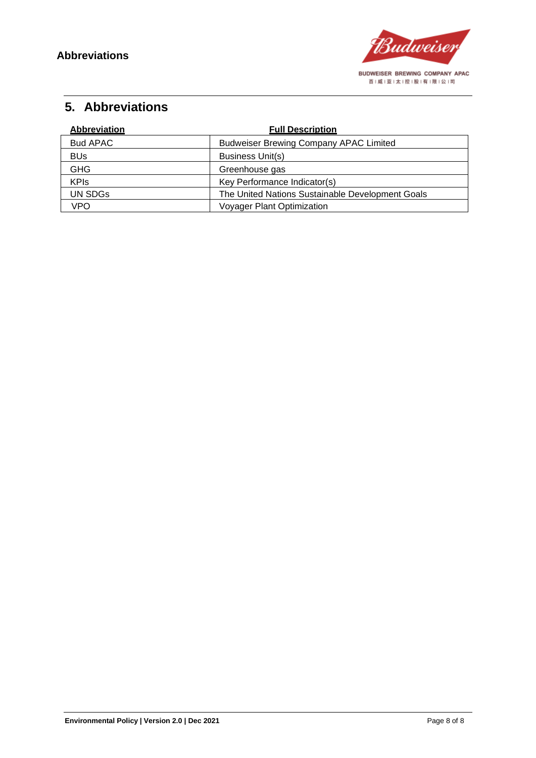## 5. Abbreviations

| Abbreviation | Full Description |
|---|---|
| Bud APAC | Budweiser Brewing Company APAC Limited |
| BUs | Business Unit(s) |
| GHG | Greenhouse gas |
| KPIs | Key Performance Indicator(s) |
| UN SDGs | The United Nations Sustainable Development Goals |
| VPO | Voyager Plant Optimization |